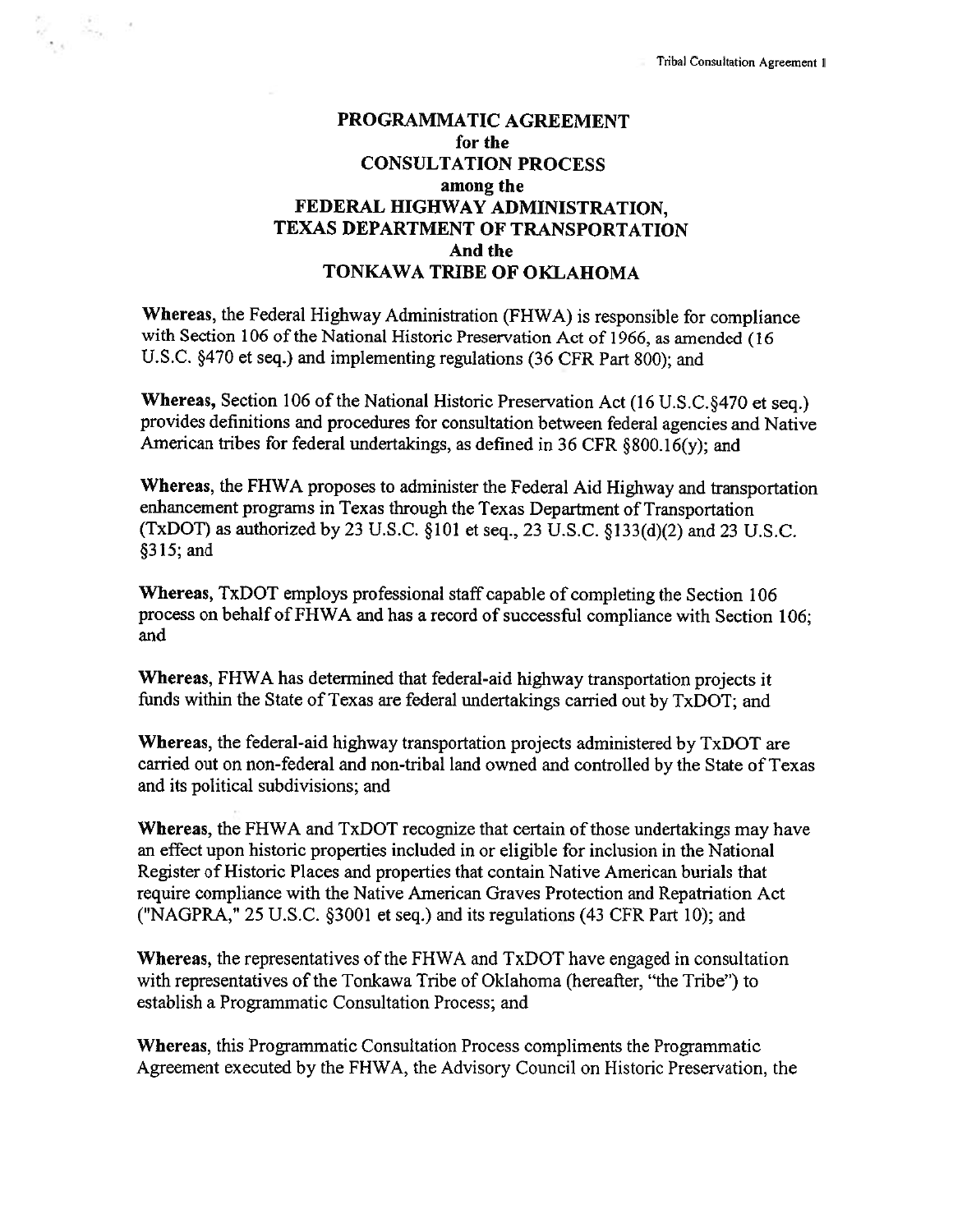# PROGRAMMATIC AGREEMENT
## for the
## CONSULTATION PROCESS
## among the
## FEDERAL HIGHWAY ADMINISTRATION, TEXAS DEPARTMENT OF TRANSPORTATION
## And the
## TONKAWA TRIBE OF OKLAHOMA

**Whereas**, the Federal Highway Administration (FHWA) is responsible for compliance with Section 106 of the National Historic Preservation Act of 1966, as amended (16 U.S.C. §470 et seq.) and implementing regulations (36 CFR Part 800); and

**Whereas,** Section 106 of the National Historic Preservation Act (16 U.S.C.§470 et seq.) provides definitions and procedures for consultation between federal agencies and Native American tribes for federal undertakings, as defined in 36 CFR §800.16(y); and

**Whereas**, the FHWA proposes to administer the Federal Aid Highway and transportation enhancement programs in Texas through the Texas Department of Transportation (TxDOT) as authorized by 23 U.S.C. §101 et seq., 23 U.S.C. §133(d)(2) and 23 U.S.C. §315; and

**Whereas**, TxDOT employs professional staff capable of completing the Section 106 process on behalf of FHWA and has a record of successful compliance with Section 106; and

**Whereas**, FHWA has determined that federal-aid highway transportation projects it funds within the State of Texas are federal undertakings carried out by TxDOT; and

**Whereas**, the federal-aid highway transportation projects administered by TxDOT are carried out on non-federal and non-tribal land owned and controlled by the State of Texas and its political subdivisions; and

**Whereas**, the FHWA and TxDOT recognize that certain of those undertakings may have an effect upon historic properties included in or eligible for inclusion in the National Register of Historic Places and properties that contain Native American burials that require compliance with the Native American Graves Protection and Repatriation Act ("NAGPRA," 25 U.S.C. §3001 et seq.) and its regulations (43 CFR Part 10); and

**Whereas**, the representatives of the FHWA and TxDOT have engaged in consultation with representatives of the Tonkawa Tribe of Oklahoma (hereafter, "the Tribe") to establish a Programmatic Consultation Process; and

**Whereas**, this Programmatic Consultation Process compliments the Programmatic Agreement executed by the FHWA, the Advisory Council on Historic Preservation, the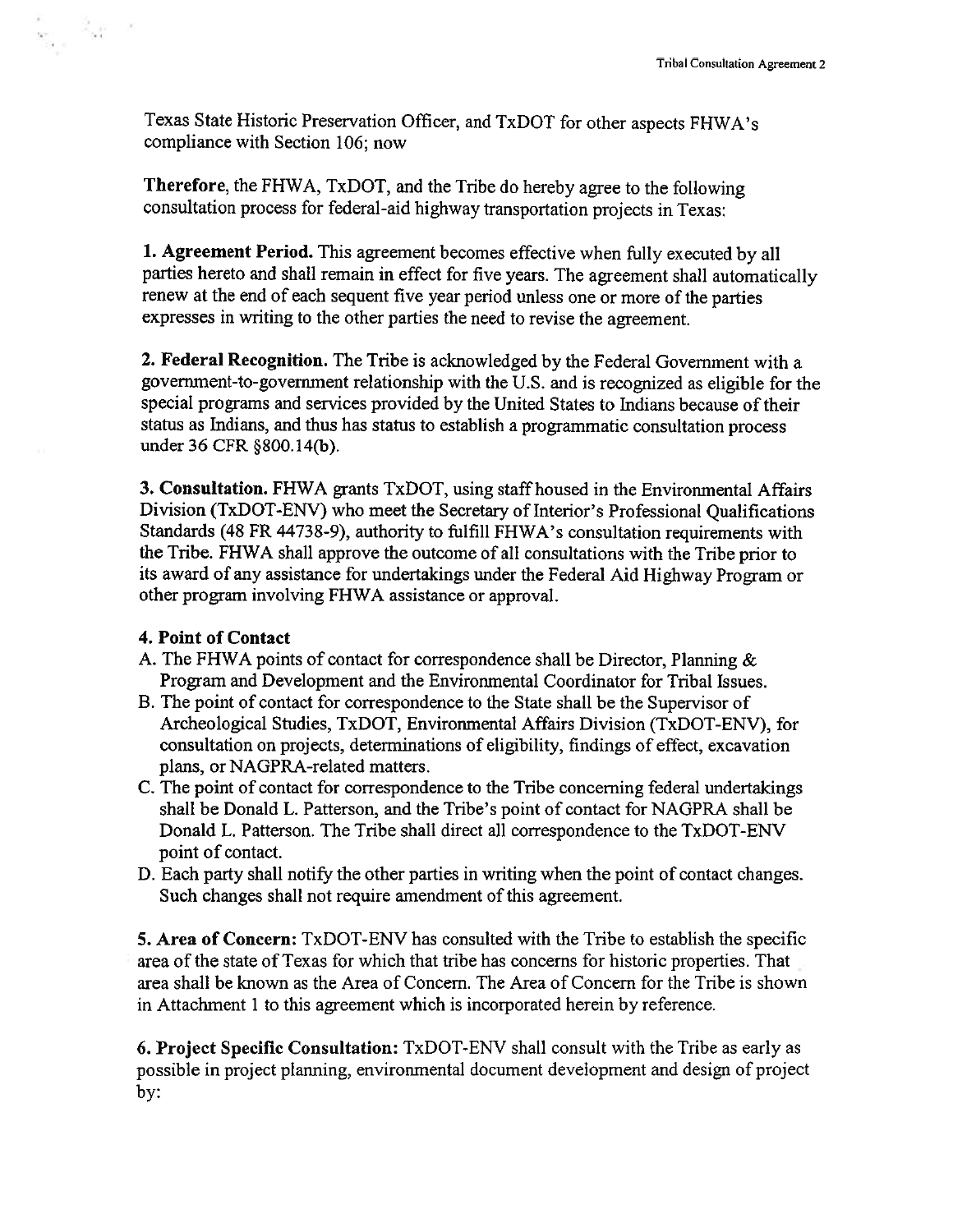Texas State Historic Preservation Officer, and TxDOT for other aspects FHWA's compliance with Section 106; now

**Therefore**, the FHWA, TxDOT, and the Tribe do hereby agree to the following consultation process for federal-aid highway transportation projects in Texas:

**1. Agreement Period.** This agreement becomes effective when fully executed by all parties hereto and shall remain in effect for five years. The agreement shall automatically renew at the end of each sequent five year period unless one or more of the parties expresses in writing to the other parties the need to revise the agreement.

**2. Federal Recognition.** The Tribe is acknowledged by the Federal Government with a government-to-government relationship with the U.S. and is recognized as eligible for the special programs and services provided by the United States to Indians because of their status as Indians, and thus has status to establish a programmatic consultation process under 36 CFR §800.14(b).

**3. Consultation.** FHWA grants TxDOT, using staff housed in the Environmental Affairs Division (TxDOT-ENV) who meet the Secretary of Interior's Professional Qualifications Standards (48 FR 44738-9), authority to fulfill FHWA's consultation requirements with the Tribe. FHWA shall approve the outcome of all consultations with the Tribe prior to its award of any assistance for undertakings under the Federal Aid Highway Program or other program involving FHWA assistance or approval.

**4. Point of Contact**

A. The FHWA points of contact for correspondence shall be Director, Planning & Program and Development and the Environmental Coordinator for Tribal Issues.
B. The point of contact for correspondence to the State shall be the Supervisor of Archeological Studies, TxDOT, Environmental Affairs Division (TxDOT-ENV), for consultation on projects, determinations of eligibility, findings of effect, excavation plans, or NAGPRA-related matters.
C. The point of contact for correspondence to the Tribe concerning federal undertakings shall be Donald L. Patterson, and the Tribe's point of contact for NAGPRA shall be Donald L. Patterson. The Tribe shall direct all correspondence to the TxDOT-ENV point of contact.
D. Each party shall notify the other parties in writing when the point of contact changes. Such changes shall not require amendment of this agreement.

**5. Area of Concern:** TxDOT-ENV has consulted with the Tribe to establish the specific area of the state of Texas for which that tribe has concerns for historic properties. That area shall be known as the Area of Concern. The Area of Concern for the Tribe is shown in Attachment 1 to this agreement which is incorporated herein by reference.

**6. Project Specific Consultation:** TxDOT-ENV shall consult with the Tribe as early as possible in project planning, environmental document development and design of project by: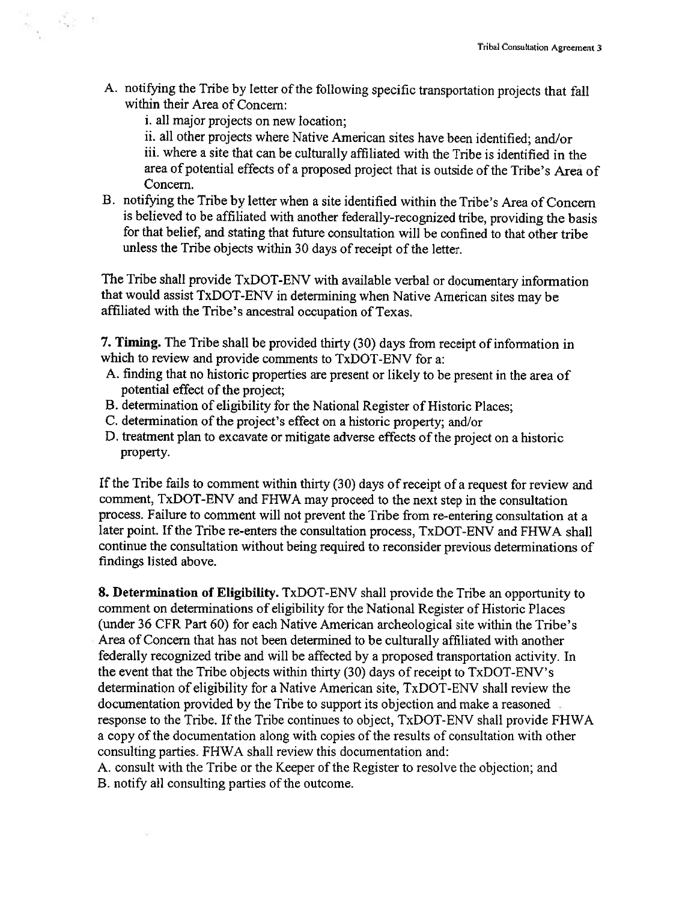A. notifying the Tribe by letter of the following specific transportation projects that fall within their Area of Concern:

   i. all major projects on new location;

   ii. all other projects where Native American sites have been identified; and/or

   iii. where a site that can be culturally affiliated with the Tribe is identified in the area of potential effects of a proposed project that is outside of the Tribe's Area of Concern.

B. notifying the Tribe by letter when a site identified within the Tribe's Area of Concern is believed to be affiliated with another federally-recognized tribe, providing the basis for that belief, and stating that future consultation will be confined to that other tribe unless the Tribe objects within 30 days of receipt of the letter.

The Tribe shall provide TxDOT-ENV with available verbal or documentary information that would assist TxDOT-ENV in determining when Native American sites may be affiliated with the Tribe's ancestral occupation of Texas.

**7. Timing.** The Tribe shall be provided thirty (30) days from receipt of information in which to review and provide comments to TxDOT-ENV for a:

A. finding that no historic properties are present or likely to be present in the area of potential effect of the project;

B. determination of eligibility for the National Register of Historic Places;

C. determination of the project's effect on a historic property; and/or

D. treatment plan to excavate or mitigate adverse effects of the project on a historic property.

If the Tribe fails to comment within thirty (30) days of receipt of a request for review and comment, TxDOT-ENV and FHWA may proceed to the next step in the consultation process. Failure to comment will not prevent the Tribe from re-entering consultation at a later point. If the Tribe re-enters the consultation process, TxDOT-ENV and FHWA shall continue the consultation without being required to reconsider previous determinations of findings listed above.

**8. Determination of Eligibility.** TxDOT-ENV shall provide the Tribe an opportunity to comment on determinations of eligibility for the National Register of Historic Places (under 36 CFR Part 60) for each Native American archeological site within the Tribe's Area of Concern that has not been determined to be culturally affiliated with another federally recognized tribe and will be affected by a proposed transportation activity. In the event that the Tribe objects within thirty (30) days of receipt to TxDOT-ENV's determination of eligibility for a Native American site, TxDOT-ENV shall review the documentation provided by the Tribe to support its objection and make a reasoned response to the Tribe. If the Tribe continues to object, TxDOT-ENV shall provide FHWA a copy of the documentation along with copies of the results of consultation with other consulting parties. FHWA shall review this documentation and:

A. consult with the Tribe or the Keeper of the Register to resolve the objection; and

B. notify all consulting parties of the outcome.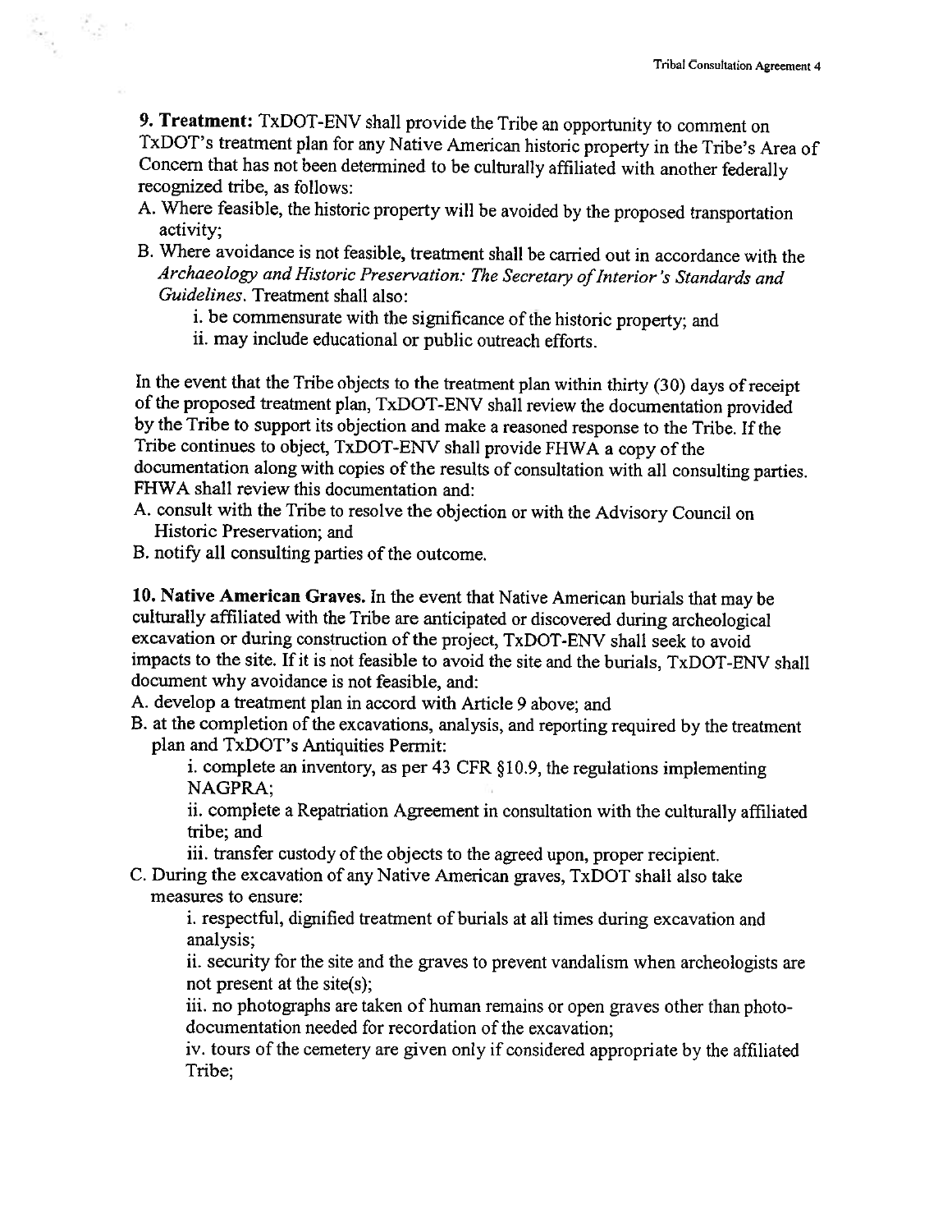**9. Treatment:** TxDOT-ENV shall provide the Tribe an opportunity to comment on TxDOT's treatment plan for any Native American historic property in the Tribe's Area of Concern that has not been determined to be culturally affiliated with another federally recognized tribe, as follows:

A. Where feasible, the historic property will be avoided by the proposed transportation activity;

B. Where avoidance is not feasible, treatment shall be carried out in accordance with the *Archaeology and Historic Preservation: The Secretary of Interior's Standards and Guidelines*. Treatment shall also:

   i. be commensurate with the significance of the historic property; and

   ii. may include educational or public outreach efforts.

In the event that the Tribe objects to the treatment plan within thirty (30) days of receipt of the proposed treatment plan, TxDOT-ENV shall review the documentation provided by the Tribe to support its objection and make a reasoned response to the Tribe. If the Tribe continues to object, TxDOT-ENV shall provide FHWA a copy of the documentation along with copies of the results of consultation with all consulting parties. FHWA shall review this documentation and:

A. consult with the Tribe to resolve the objection or with the Advisory Council on Historic Preservation; and

B. notify all consulting parties of the outcome.

**10. Native American Graves.** In the event that Native American burials that may be culturally affiliated with the Tribe are anticipated or discovered during archeological excavation or during construction of the project, TxDOT-ENV shall seek to avoid impacts to the site. If it is not feasible to avoid the site and the burials, TxDOT-ENV shall document why avoidance is not feasible, and:

A. develop a treatment plan in accord with Article 9 above; and

B. at the completion of the excavations, analysis, and reporting required by the treatment plan and TxDOT's Antiquities Permit:

   i. complete an inventory, as per 43 CFR §10.9, the regulations implementing NAGPRA;

   ii. complete a Repatriation Agreement in consultation with the culturally affiliated tribe; and

   iii. transfer custody of the objects to the agreed upon, proper recipient.

C. During the excavation of any Native American graves, TxDOT shall also take measures to ensure:

   i. respectful, dignified treatment of burials at all times during excavation and analysis;

   ii. security for the site and the graves to prevent vandalism when archeologists are not present at the site(s);

   iii. no photographs are taken of human remains or open graves other than photo-documentation needed for recordation of the excavation;

   iv. tours of the cemetery are given only if considered appropriate by the affiliated Tribe;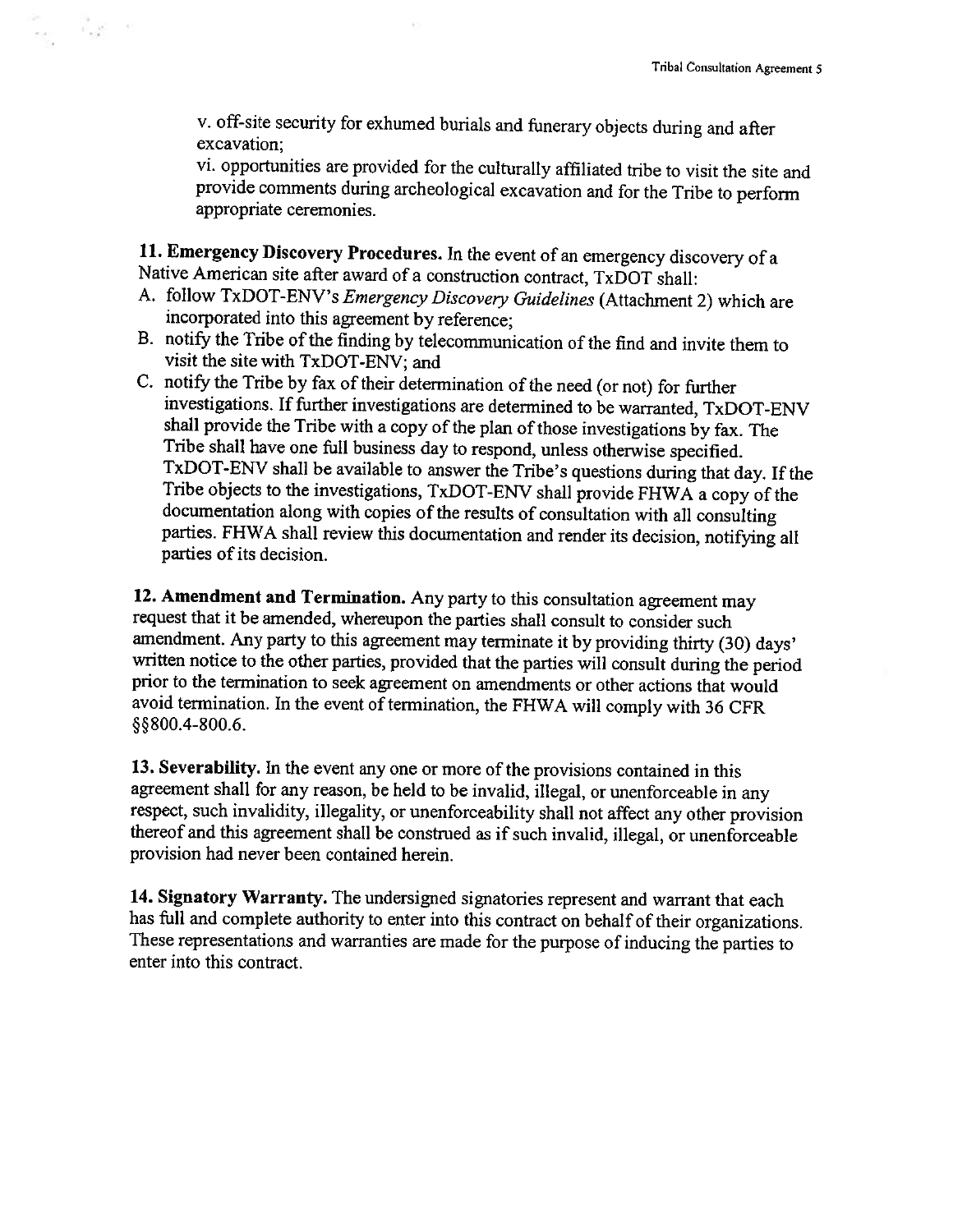v. off-site security for exhumed burials and funerary objects during and after excavation;

vi. opportunities are provided for the culturally affiliated tribe to visit the site and provide comments during archeological excavation and for the Tribe to perform appropriate ceremonies.

**11. Emergency Discovery Procedures.** In the event of an emergency discovery of a Native American site after award of a construction contract, TxDOT shall:

A. follow TxDOT-ENV's *Emergency Discovery Guidelines* (Attachment 2) which are incorporated into this agreement by reference;

B. notify the Tribe of the finding by telecommunication of the find and invite them to visit the site with TxDOT-ENV; and

C. notify the Tribe by fax of their determination of the need (or not) for further investigations. If further investigations are determined to be warranted, TxDOT-ENV shall provide the Tribe with a copy of the plan of those investigations by fax. The Tribe shall have one full business day to respond, unless otherwise specified. TxDOT-ENV shall be available to answer the Tribe's questions during that day. If the Tribe objects to the investigations, TxDOT-ENV shall provide FHWA a copy of the documentation along with copies of the results of consultation with all consulting parties. FHWA shall review this documentation and render its decision, notifying all parties of its decision.

**12. Amendment and Termination.** Any party to this consultation agreement may request that it be amended, whereupon the parties shall consult to consider such amendment. Any party to this agreement may terminate it by providing thirty (30) days' written notice to the other parties, provided that the parties will consult during the period prior to the termination to seek agreement on amendments or other actions that would avoid termination. In the event of termination, the FHWA will comply with 36 CFR §§800.4-800.6.

**13. Severability.** In the event any one or more of the provisions contained in this agreement shall for any reason, be held to be invalid, illegal, or unenforceable in any respect, such invalidity, illegality, or unenforceability shall not affect any other provision thereof and this agreement shall be construed as if such invalid, illegal, or unenforceable provision had never been contained herein.

**14. Signatory Warranty.** The undersigned signatories represent and warrant that each has full and complete authority to enter into this contract on behalf of their organizations. These representations and warranties are made for the purpose of inducing the parties to enter into this contract.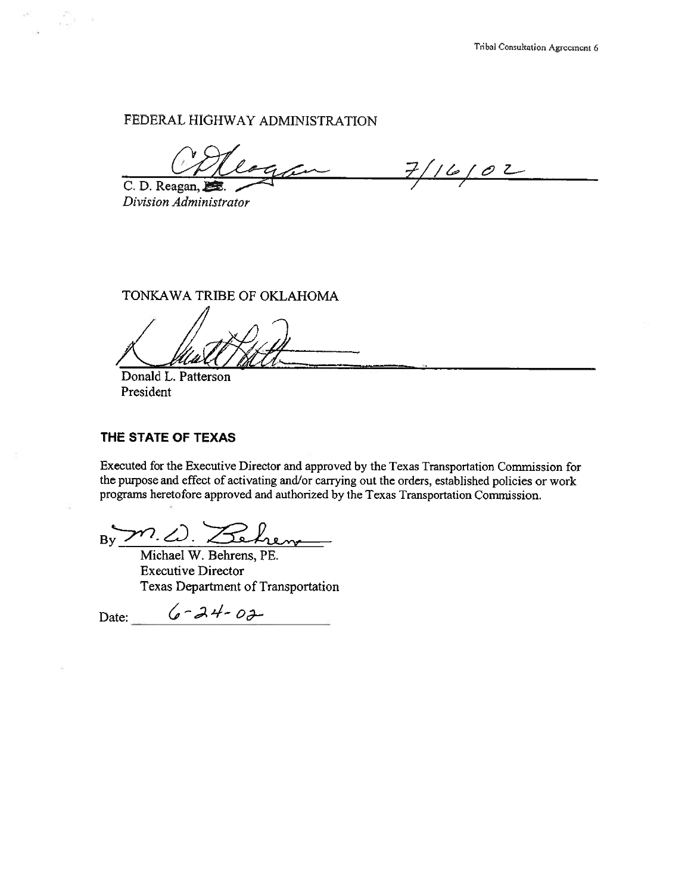FEDERAL HIGHWAY ADMINISTRATION

7/16/02

C. D. Reagan, PE.
*Division Administrator*

TONKAWA TRIBE OF OKLAHOMA

Donald L. Patterson
President

**THE STATE OF TEXAS**

Executed for the Executive Director and approved by the Texas Transportation Commission for the purpose and effect of activating and/or carrying out the orders, established policies or work programs heretofore approved and authorized by the Texas Transportation Commission.

By M. W. Behrens

Michael W. Behrens, PE.
Executive Director
Texas Department of Transportation

Date: 6-24-02